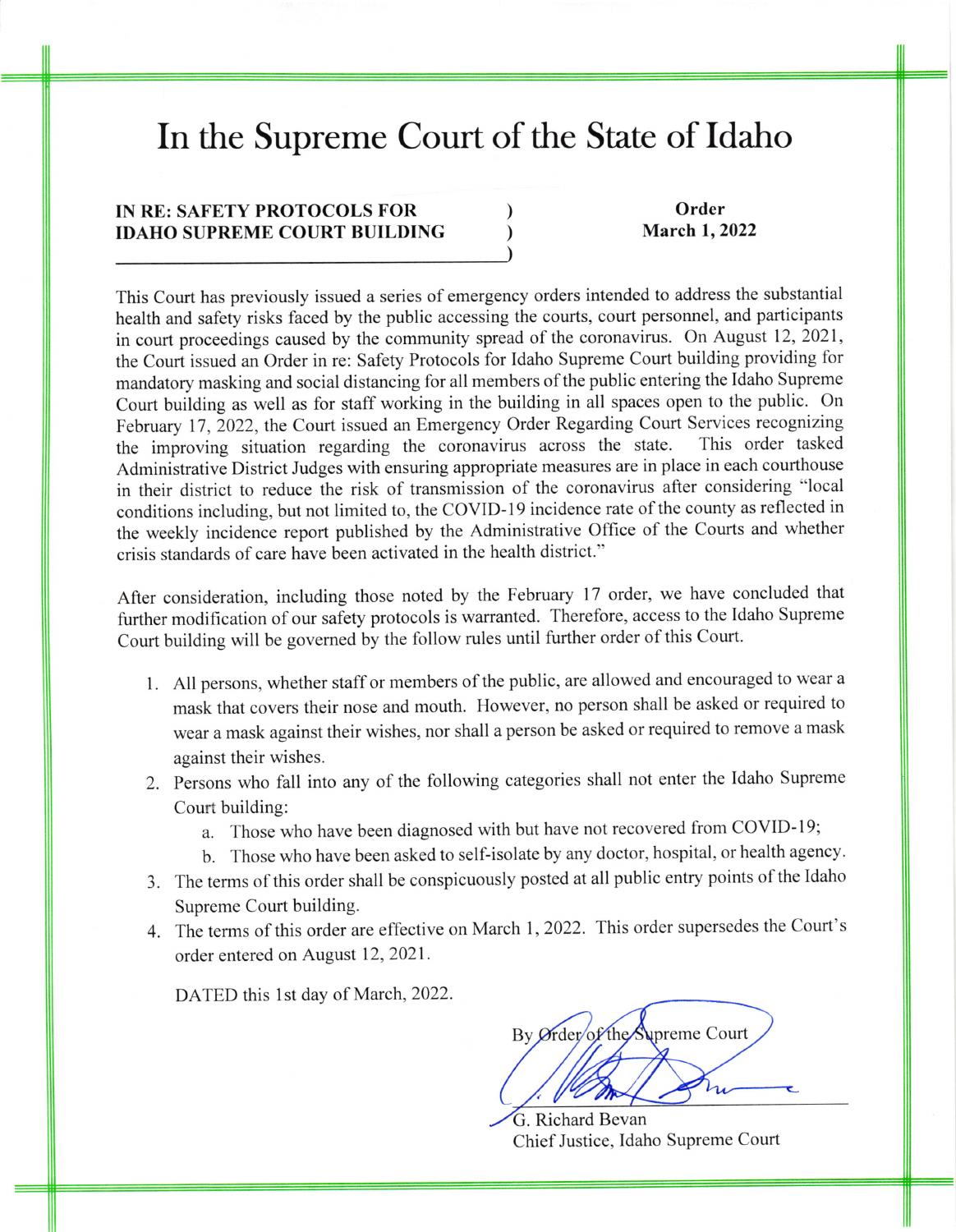# In the Supreme Court of the State of Idaho

**IN RE: SAFETY PROTOCOLS FOR IDAHO SUPREME COURT BUILDING**

**Order**
**March 1, 2022**

This Court has previously issued a series of emergency orders intended to address the substantial health and safety risks faced by the public accessing the courts, court personnel, and participants in court proceedings caused by the community spread of the coronavirus. On August 12, 2021, the Court issued an Order in re: Safety Protocols for Idaho Supreme Court building providing for mandatory masking and social distancing for all members of the public entering the Idaho Supreme Court building as well as for staff working in the building in all spaces open to the public. On February 17, 2022, the Court issued an Emergency Order Regarding Court Services recognizing the improving situation regarding the coronavirus across the state. This order tasked Administrative District Judges with ensuring appropriate measures are in place in each courthouse in their district to reduce the risk of transmission of the coronavirus after considering "local conditions including, but not limited to, the COVID-19 incidence rate of the county as reflected in the weekly incidence report published by the Administrative Office of the Courts and whether crisis standards of care have been activated in the health district."

After consideration, including those noted by the February 17 order, we have concluded that further modification of our safety protocols is warranted. Therefore, access to the Idaho Supreme Court building will be governed by the follow rules until further order of this Court.

1. All persons, whether staff or members of the public, are allowed and encouraged to wear a mask that covers their nose and mouth. However, no person shall be asked or required to wear a mask against their wishes, nor shall a person be asked or required to remove a mask against their wishes.
2. Persons who fall into any of the following categories shall not enter the Idaho Supreme Court building:
   a. Those who have been diagnosed with but have not recovered from COVID-19;
   b. Those who have been asked to self-isolate by any doctor, hospital, or health agency.
3. The terms of this order shall be conspicuously posted at all public entry points of the Idaho Supreme Court building.
4. The terms of this order are effective on March 1, 2022. This order supersedes the Court's order entered on August 12, 2021.

DATED this 1st day of March, 2022.

By Order of the Supreme Court

G. Richard Bevan
Chief Justice, Idaho Supreme Court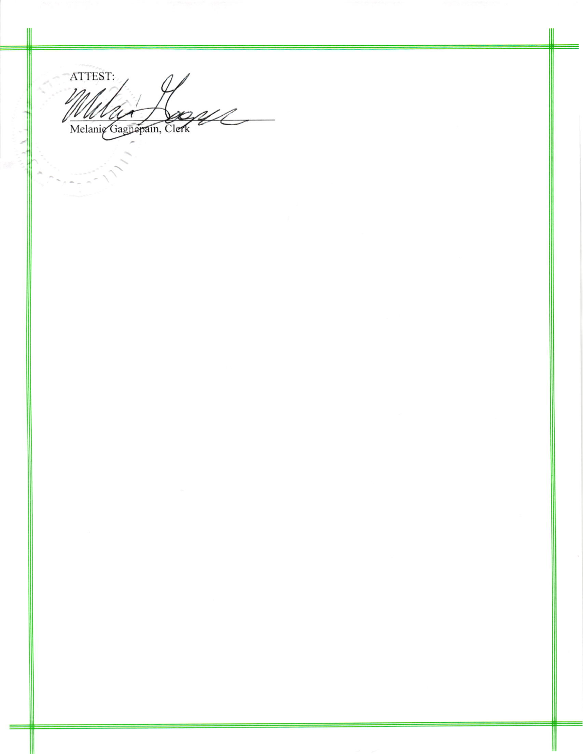ATTEST:

Melanie Gagnepain, Clerk